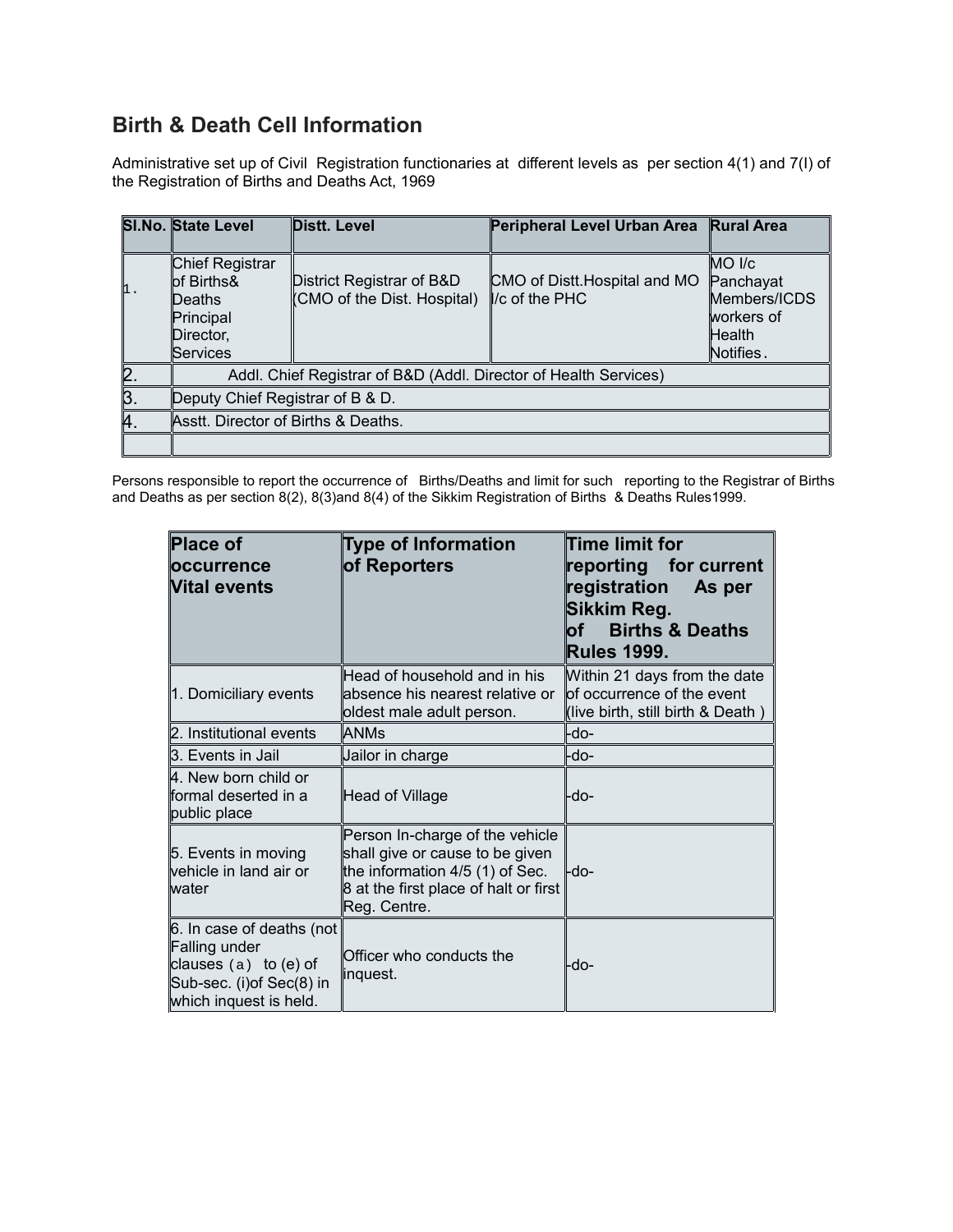## Birth & Death Cell Information

Administrative set up of Civil Registration functionaries at different levels as per section 4(1) and 7(I) of the Registration of Births and Deaths Act, 1969

| Sl.No. | State Level | Distt. Level | Peripheral Level Urban Area | Rural Area |
|---|---|---|---|---|
| 1. | Chief Registrar of Births& Deaths Principal Director, Services | District Registrar of B&D (CMO of the Dist. Hospital) | CMO of Distt.Hospital and MO I/c of the PHC | MO I/c Panchayat Members/ICDS workers of Health Notifies. |
| 2. | Addl. Chief Registrar of B&D (Addl. Director of Health Services) | | | |
| 3. | Deputy Chief Registrar of B & D. | | | |
| 4. | Asstt. Director of Births & Deaths. | | | |
| | | | | |

Persons responsible to report the occurrence of Births/Deaths and limit for such reporting to the Registrar of Births and Deaths as per section 8(2), 8(3)and 8(4) of the Sikkim Registration of Births & Deaths Rules1999.

| Place of occurrence Vital events | Type of Information of Reporters | Time limit for reporting for current registration As per Sikkim Reg. of Births & Deaths Rules 1999. |
|---|---|---|
| 1. Domiciliary events | Head of household and in his absence his nearest relative or oldest male adult person. | Within 21 days from the date of occurrence of the event (live birth, still birth & Death ) |
| 2. Institutional events | ANMs | -do- |
| 3. Events in Jail | Jailor in charge | -do- |
| 4. New born child or formal deserted in a public place | Head of Village | -do- |
| 5. Events in moving vehicle in land air or water | Person In-charge of the vehicle shall give or cause to be given the information 4/5 (1) of Sec. 8 at the first place of halt or first Reg. Centre. | -do- |
| 6. In case of deaths (not Falling under clauses (a) to (e) of Sub-sec. (i)of Sec(8) in which inquest is held. | Officer who conducts the inquest. | -do- |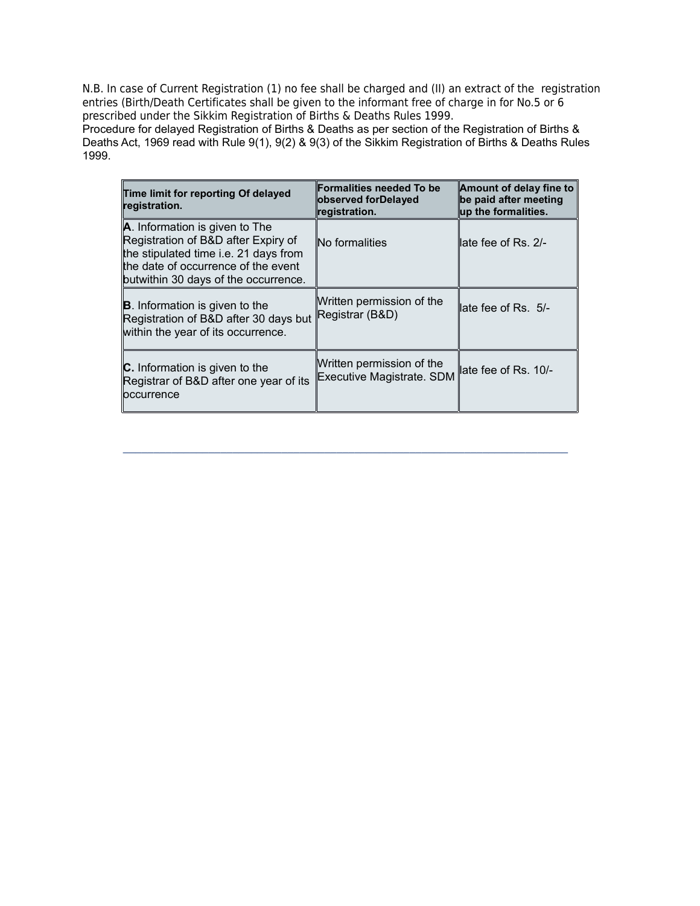N.B. In case of Current Registration (1) no fee shall be charged and (II) an extract of the registration entries (Birth/Death Certificates shall be given to the informant free of charge in for No.5 or 6 prescribed under the Sikkim Registration of Births & Deaths Rules 1999.

Procedure for delayed Registration of Births & Deaths as per section of the Registration of Births & Deaths Act, 1969 read with Rule 9(1), 9(2) & 9(3) of the Sikkim Registration of Births & Deaths Rules 1999.

| **Time limit for reporting Of delayed registration.** | **Formalities needed To be observed forDelayed registration.** | **Amount of delay fine to be paid after meeting up the formalities.** |
|---|---|---|
| **A**. Information is given to The Registration of B&D after Expiry of the stipulated time i.e. 21 days from the date of occurrence of the event butwithin 30 days of the occurrence. | No formalities | late fee of Rs. 2/- |
| **B**. Information is given to the Registration of B&D after 30 days but within the year of its occurrence. | Written permission of the Registrar (B&D) | late fee of Rs. 5/- |
| **C**. Information is given to the Registrar of B&D after one year of its occurrence | Written permission of the Executive Magistrate. SDM | late fee of Rs. 10/- |